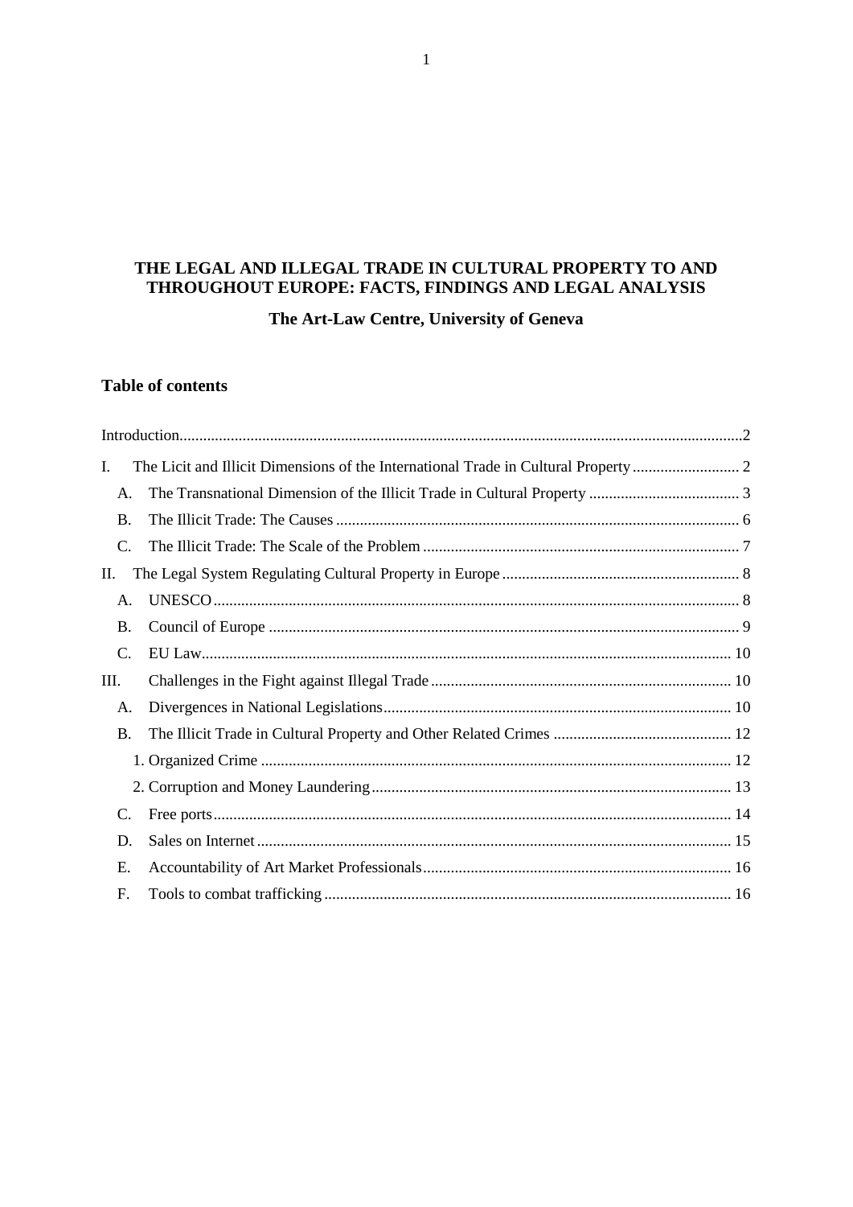# THE LEGAL AND ILLEGAL TRADE IN CULTURAL PROPERTY TO AND THROUGHOUT EUROPE: FACTS, FINDINGS AND LEGAL ANALYSIS

## The Art-Law Centre, University of Geneva

### Table of contents

Introduction....................................................................................................................................2

I. The Licit and Illicit Dimensions of the International Trade in Cultural Property ........................... 2

- A. The Transnational Dimension of the Illicit Trade in Cultural Property ...................................... 3
- B. The Illicit Trade: The Causes ...................................................................................................... 6
- C. The Illicit Trade: The Scale of the Problem ................................................................................ 7

II. The Legal System Regulating Cultural Property in Europe ............................................................ 8

- A. UNESCO .................................................................................................................................... 8
- B. Council of Europe ...................................................................................................................... 9
- C. EU Law..................................................................................................................................... 10

III. Challenges in the Fight against Illegal Trade ............................................................................ 10

- A. Divergences in National Legislations....................................................................................... 10
- B. The Illicit Trade in Cultural Property and Other Related Crimes ............................................. 12
  - 1. Organized Crime ................................................................................................................... 12
  - 2. Corruption and Money Laundering ....................................................................................... 13
- C. Free ports.................................................................................................................................. 14
- D. Sales on Internet ....................................................................................................................... 15
- E. Accountability of Art Market Professionals............................................................................. 16
- F. Tools to combat trafficking ....................................................................................................... 16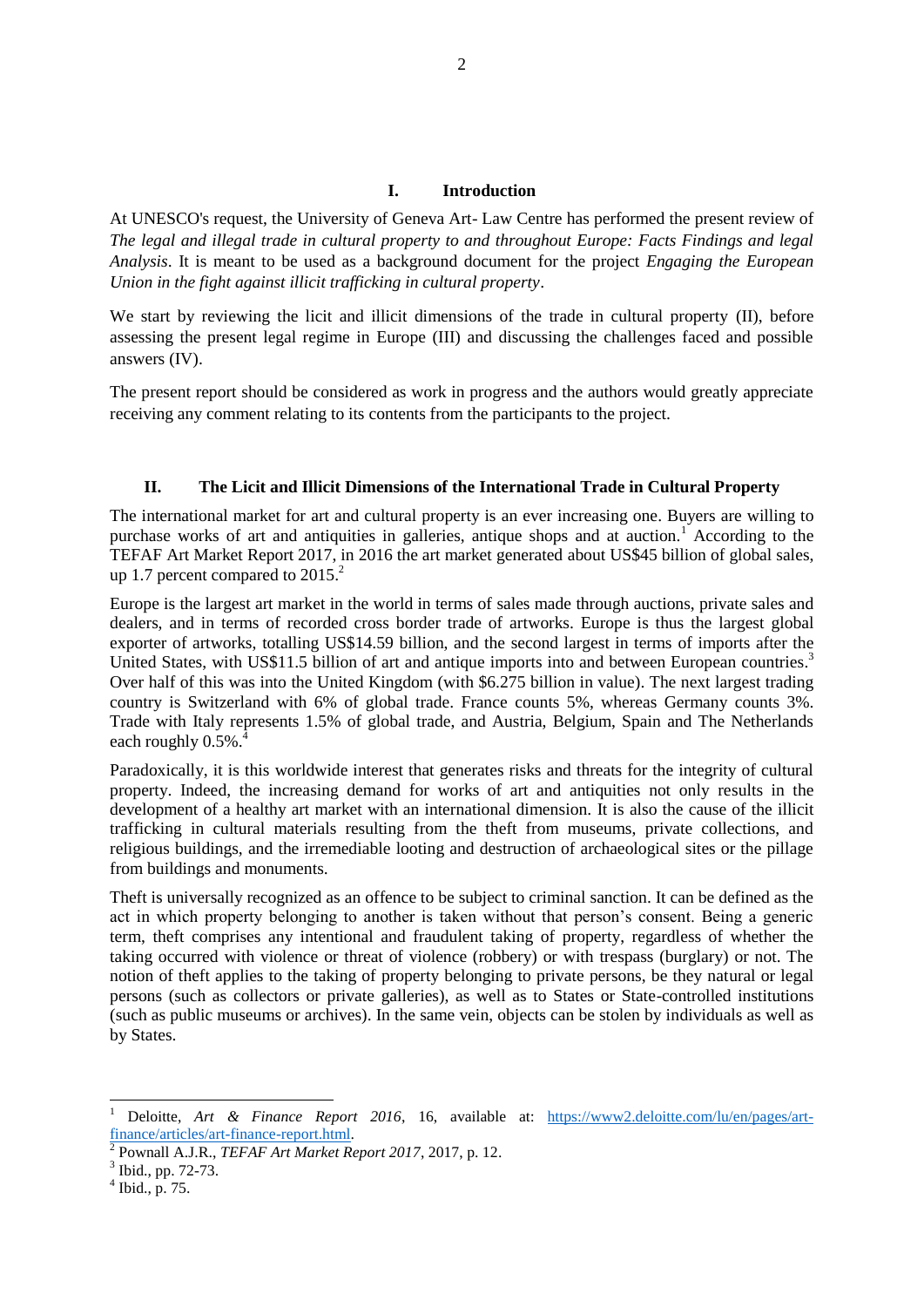## I. Introduction

At UNESCO's request, the University of Geneva Art- Law Centre has performed the present review of *The legal and illegal trade in cultural property to and throughout Europe: Facts Findings and legal Analysis*. It is meant to be used as a background document for the project *Engaging the European Union in the fight against illicit trafficking in cultural property*.

We start by reviewing the licit and illicit dimensions of the trade in cultural property (II), before assessing the present legal regime in Europe (III) and discussing the challenges faced and possible answers (IV).

The present report should be considered as work in progress and the authors would greatly appreciate receiving any comment relating to its contents from the participants to the project.

## II. The Licit and Illicit Dimensions of the International Trade in Cultural Property

The international market for art and cultural property is an ever increasing one. Buyers are willing to purchase works of art and antiquities in galleries, antique shops and at auction.[1] According to the TEFAF Art Market Report 2017, in 2016 the art market generated about US$45 billion of global sales, up 1.7 percent compared to 2015.[2]

Europe is the largest art market in the world in terms of sales made through auctions, private sales and dealers, and in terms of recorded cross border trade of artworks. Europe is thus the largest global exporter of artworks, totalling US$14.59 billion, and the second largest in terms of imports after the United States, with US$11.5 billion of art and antique imports into and between European countries.[3] Over half of this was into the United Kingdom (with $6.275 billion in value). The next largest trading country is Switzerland with 6% of global trade. France counts 5%, whereas Germany counts 3%. Trade with Italy represents 1.5% of global trade, and Austria, Belgium, Spain and The Netherlands each roughly 0.5%.[4]

Paradoxically, it is this worldwide interest that generates risks and threats for the integrity of cultural property. Indeed, the increasing demand for works of art and antiquities not only results in the development of a healthy art market with an international dimension. It is also the cause of the illicit trafficking in cultural materials resulting from the theft from museums, private collections, and religious buildings, and the irremediable looting and destruction of archaeological sites or the pillage from buildings and monuments.

Theft is universally recognized as an offence to be subject to criminal sanction. It can be defined as the act in which property belonging to another is taken without that person's consent. Being a generic term, theft comprises any intentional and fraudulent taking of property, regardless of whether the taking occurred with violence or threat of violence (robbery) or with trespass (burglary) or not. The notion of theft applies to the taking of property belonging to private persons, be they natural or legal persons (such as collectors or private galleries), as well as to States or State-controlled institutions (such as public museums or archives). In the same vein, objects can be stolen by individuals as well as by States.

---

[1] Deloitte, *Art & Finance Report 2016*, 16, available at: https://www2.deloitte.com/lu/en/pages/art-finance/articles/art-finance-report.html.

[2] Pownall A.J.R., *TEFAF Art Market Report 2017*, 2017, p. 12.

[3] Ibid., pp. 72-73.

[4] Ibid., p. 75.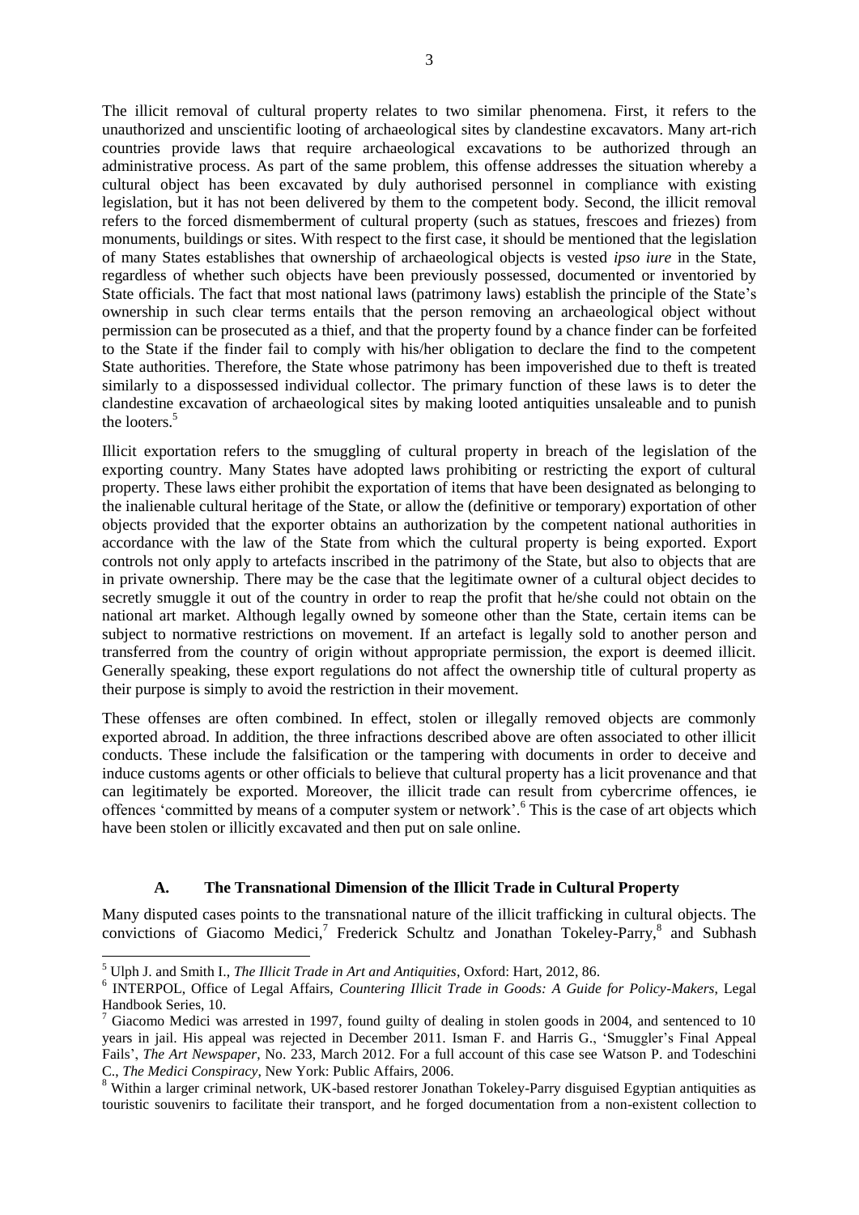The illicit removal of cultural property relates to two similar phenomena. First, it refers to the unauthorized and unscientific looting of archaeological sites by clandestine excavators. Many art-rich countries provide laws that require archaeological excavations to be authorized through an administrative process. As part of the same problem, this offense addresses the situation whereby a cultural object has been excavated by duly authorised personnel in compliance with existing legislation, but it has not been delivered by them to the competent body. Second, the illicit removal refers to the forced dismemberment of cultural property (such as statues, frescoes and friezes) from monuments, buildings or sites. With respect to the first case, it should be mentioned that the legislation of many States establishes that ownership of archaeological objects is vested *ipso iure* in the State, regardless of whether such objects have been previously possessed, documented or inventoried by State officials. The fact that most national laws (patrimony laws) establish the principle of the State's ownership in such clear terms entails that the person removing an archaeological object without permission can be prosecuted as a thief, and that the property found by a chance finder can be forfeited to the State if the finder fail to comply with his/her obligation to declare the find to the competent State authorities. Therefore, the State whose patrimony has been impoverished due to theft is treated similarly to a dispossessed individual collector. The primary function of these laws is to deter the clandestine excavation of archaeological sites by making looted antiquities unsaleable and to punish the looters.[5]

Illicit exportation refers to the smuggling of cultural property in breach of the legislation of the exporting country. Many States have adopted laws prohibiting or restricting the export of cultural property. These laws either prohibit the exportation of items that have been designated as belonging to the inalienable cultural heritage of the State, or allow the (definitive or temporary) exportation of other objects provided that the exporter obtains an authorization by the competent national authorities in accordance with the law of the State from which the cultural property is being exported. Export controls not only apply to artefacts inscribed in the patrimony of the State, but also to objects that are in private ownership. There may be the case that the legitimate owner of a cultural object decides to secretly smuggle it out of the country in order to reap the profit that he/she could not obtain on the national art market. Although legally owned by someone other than the State, certain items can be subject to normative restrictions on movement. If an artefact is legally sold to another person and transferred from the country of origin without appropriate permission, the export is deemed illicit. Generally speaking, these export regulations do not affect the ownership title of cultural property as their purpose is simply to avoid the restriction in their movement.

These offenses are often combined. In effect, stolen or illegally removed objects are commonly exported abroad. In addition, the three infractions described above are often associated to other illicit conducts. These include the falsification or the tampering with documents in order to deceive and induce customs agents or other officials to believe that cultural property has a licit provenance and that can legitimately be exported. Moreover, the illicit trade can result from cybercrime offences, ie offences 'committed by means of a computer system or network'.[6] This is the case of art objects which have been stolen or illicitly excavated and then put on sale online.

### A. The Transnational Dimension of the Illicit Trade in Cultural Property

Many disputed cases points to the transnational nature of the illicit trafficking in cultural objects. The convictions of Giacomo Medici,[7] Frederick Schultz and Jonathan Tokeley-Parry,[8] and Subhash

---

[5] Ulph J. and Smith I., *The Illicit Trade in Art and Antiquities*, Oxford: Hart, 2012, 86.

[6] INTERPOL, Office of Legal Affairs, *Countering Illicit Trade in Goods: A Guide for Policy-Makers*, Legal Handbook Series, 10.

[7] Giacomo Medici was arrested in 1997, found guilty of dealing in stolen goods in 2004, and sentenced to 10 years in jail. His appeal was rejected in December 2011. Isman F. and Harris G., 'Smuggler's Final Appeal Fails', *The Art Newspaper*, No. 233, March 2012. For a full account of this case see Watson P. and Todeschini C., *The Medici Conspiracy*, New York: Public Affairs, 2006.

[8] Within a larger criminal network, UK-based restorer Jonathan Tokeley-Parry disguised Egyptian antiquities as touristic souvenirs to facilitate their transport, and he forged documentation from a non-existent collection to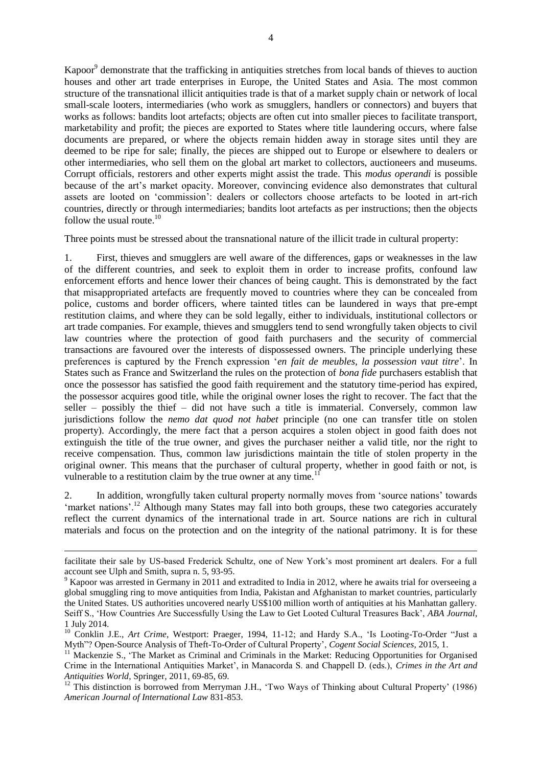Kapoor[9] demonstrate that the trafficking in antiquities stretches from local bands of thieves to auction houses and other art trade enterprises in Europe, the United States and Asia. The most common structure of the transnational illicit antiquities trade is that of a market supply chain or network of local small-scale looters, intermediaries (who work as smugglers, handlers or connectors) and buyers that works as follows: bandits loot artefacts; objects are often cut into smaller pieces to facilitate transport, marketability and profit; the pieces are exported to States where title laundering occurs, where false documents are prepared, or where the objects remain hidden away in storage sites until they are deemed to be ripe for sale; finally, the pieces are shipped out to Europe or elsewhere to dealers or other intermediaries, who sell them on the global art market to collectors, auctioneers and museums. Corrupt officials, restorers and other experts might assist the trade. This *modus operandi* is possible because of the art's market opacity. Moreover, convincing evidence also demonstrates that cultural assets are looted on 'commission': dealers or collectors choose artefacts to be looted in art-rich countries, directly or through intermediaries; bandits loot artefacts as per instructions; then the objects follow the usual route.[10]

Three points must be stressed about the transnational nature of the illicit trade in cultural property:

1. First, thieves and smugglers are well aware of the differences, gaps or weaknesses in the law of the different countries, and seek to exploit them in order to increase profits, confound law enforcement efforts and hence lower their chances of being caught. This is demonstrated by the fact that misappropriated artefacts are frequently moved to countries where they can be concealed from police, customs and border officers, where tainted titles can be laundered in ways that pre-empt restitution claims, and where they can be sold legally, either to individuals, institutional collectors or art trade companies. For example, thieves and smugglers tend to send wrongfully taken objects to civil law countries where the protection of good faith purchasers and the security of commercial transactions are favoured over the interests of dispossessed owners. The principle underlying these preferences is captured by the French expression '*en fait de meubles, la possession vaut titre*'. In States such as France and Switzerland the rules on the protection of *bona fide* purchasers establish that once the possessor has satisfied the good faith requirement and the statutory time-period has expired, the possessor acquires good title, while the original owner loses the right to recover. The fact that the seller – possibly the thief – did not have such a title is immaterial. Conversely, common law jurisdictions follow the *nemo dat quod not habet* principle (no one can transfer title on stolen property). Accordingly, the mere fact that a person acquires a stolen object in good faith does not extinguish the title of the true owner, and gives the purchaser neither a valid title, nor the right to receive compensation. Thus, common law jurisdictions maintain the title of stolen property in the original owner. This means that the purchaser of cultural property, whether in good faith or not, is vulnerable to a restitution claim by the true owner at any time.[11]

2. In addition, wrongfully taken cultural property normally moves from 'source nations' towards 'market nations'.[12] Although many States may fall into both groups, these two categories accurately reflect the current dynamics of the international trade in art. Source nations are rich in cultural materials and focus on the protection and on the integrity of the national patrimony. It is for these

---

facilitate their sale by US-based Frederick Schultz, one of New York's most prominent art dealers. For a full account see Ulph and Smith, supra n. 5, 93-95.

[9] Kapoor was arrested in Germany in 2011 and extradited to India in 2012, where he awaits trial for overseeing a global smuggling ring to move antiquities from India, Pakistan and Afghanistan to market countries, particularly the United States. US authorities uncovered nearly US$100 million worth of antiquities at his Manhattan gallery. Seiff S., 'How Countries Are Successfully Using the Law to Get Looted Cultural Treasures Back', *ABA Journal*, 1 July 2014.

[10] Conklin J.E., *Art Crime*, Westport: Praeger, 1994, 11-12; and Hardy S.A., 'Is Looting-To-Order "Just a Myth"? Open-Source Analysis of Theft-To-Order of Cultural Property', *Cogent Social Sciences*, 2015, 1.

[11] Mackenzie S., 'The Market as Criminal and Criminals in the Market: Reducing Opportunities for Organised Crime in the International Antiquities Market', in Manacorda S. and Chappell D. (eds.), *Crimes in the Art and Antiquities World*, Springer, 2011, 69-85, 69.

[12] This distinction is borrowed from Merryman J.H., 'Two Ways of Thinking about Cultural Property' (1986) *American Journal of International Law* 831-853.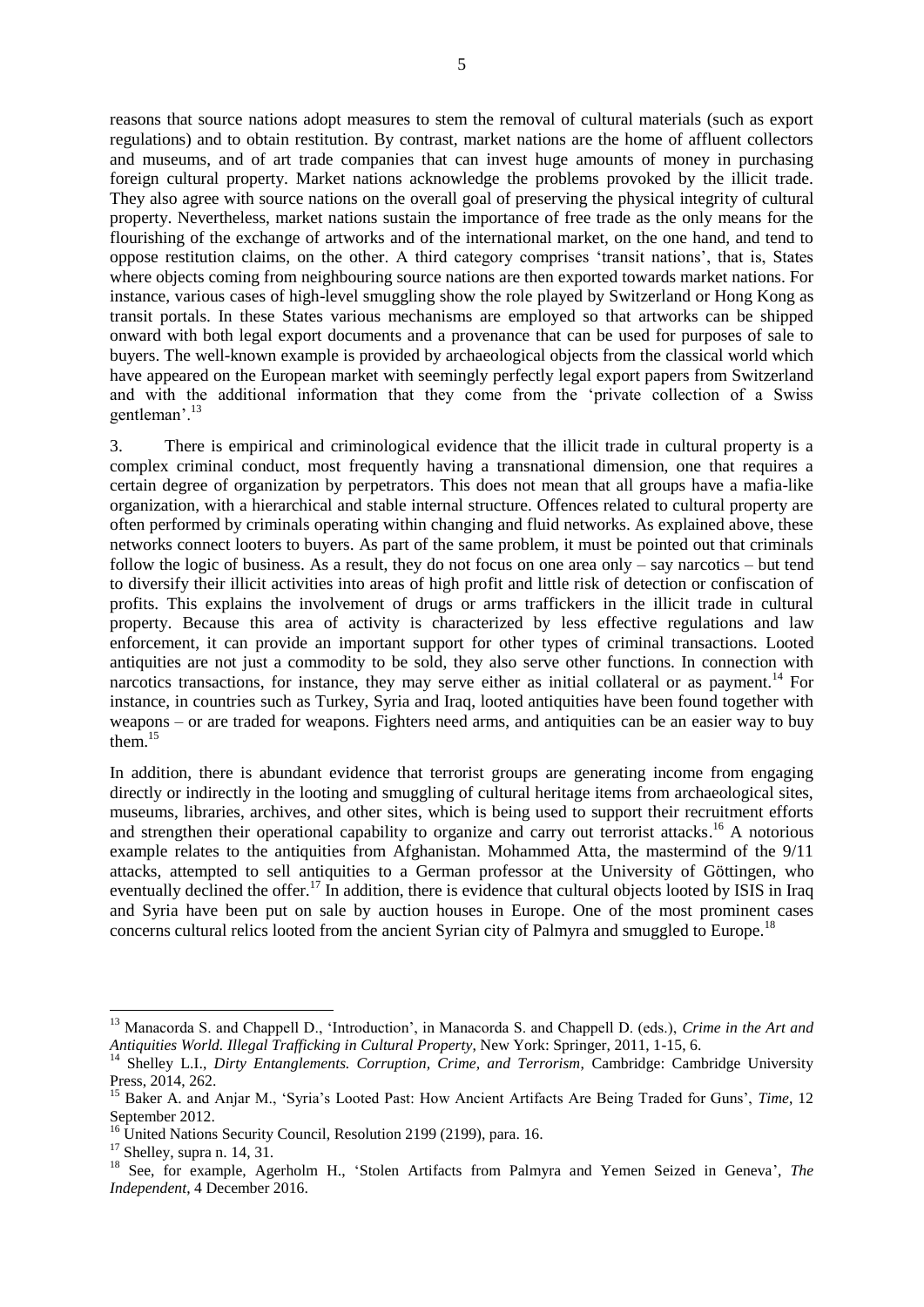reasons that source nations adopt measures to stem the removal of cultural materials (such as export regulations) and to obtain restitution. By contrast, market nations are the home of affluent collectors and museums, and of art trade companies that can invest huge amounts of money in purchasing foreign cultural property. Market nations acknowledge the problems provoked by the illicit trade. They also agree with source nations on the overall goal of preserving the physical integrity of cultural property. Nevertheless, market nations sustain the importance of free trade as the only means for the flourishing of the exchange of artworks and of the international market, on the one hand, and tend to oppose restitution claims, on the other. A third category comprises 'transit nations', that is, States where objects coming from neighbouring source nations are then exported towards market nations. For instance, various cases of high-level smuggling show the role played by Switzerland or Hong Kong as transit portals. In these States various mechanisms are employed so that artworks can be shipped onward with both legal export documents and a provenance that can be used for purposes of sale to buyers. The well-known example is provided by archaeological objects from the classical world which have appeared on the European market with seemingly perfectly legal export papers from Switzerland and with the additional information that they come from the 'private collection of a Swiss gentleman'.[13]

3. There is empirical and criminological evidence that the illicit trade in cultural property is a complex criminal conduct, most frequently having a transnational dimension, one that requires a certain degree of organization by perpetrators. This does not mean that all groups have a mafia-like organization, with a hierarchical and stable internal structure. Offences related to cultural property are often performed by criminals operating within changing and fluid networks. As explained above, these networks connect looters to buyers. As part of the same problem, it must be pointed out that criminals follow the logic of business. As a result, they do not focus on one area only – say narcotics – but tend to diversify their illicit activities into areas of high profit and little risk of detection or confiscation of profits. This explains the involvement of drugs or arms traffickers in the illicit trade in cultural property. Because this area of activity is characterized by less effective regulations and law enforcement, it can provide an important support for other types of criminal transactions. Looted antiquities are not just a commodity to be sold, they also serve other functions. In connection with narcotics transactions, for instance, they may serve either as initial collateral or as payment.[14] For instance, in countries such as Turkey, Syria and Iraq, looted antiquities have been found together with weapons – or are traded for weapons. Fighters need arms, and antiquities can be an easier way to buy them.[15]

In addition, there is abundant evidence that terrorist groups are generating income from engaging directly or indirectly in the looting and smuggling of cultural heritage items from archaeological sites, museums, libraries, archives, and other sites, which is being used to support their recruitment efforts and strengthen their operational capability to organize and carry out terrorist attacks.[16] A notorious example relates to the antiquities from Afghanistan. Mohammed Atta, the mastermind of the 9/11 attacks, attempted to sell antiquities to a German professor at the University of Göttingen, who eventually declined the offer.[17] In addition, there is evidence that cultural objects looted by ISIS in Iraq and Syria have been put on sale by auction houses in Europe. One of the most prominent cases concerns cultural relics looted from the ancient Syrian city of Palmyra and smuggled to Europe.[18]

---

[13] Manacorda S. and Chappell D., 'Introduction', in Manacorda S. and Chappell D. (eds.), *Crime in the Art and Antiquities World. Illegal Trafficking in Cultural Property*, New York: Springer, 2011, 1-15, 6.

[14] Shelley L.I., *Dirty Entanglements. Corruption, Crime, and Terrorism*, Cambridge: Cambridge University Press, 2014, 262.

[15] Baker A. and Anjar M., 'Syria's Looted Past: How Ancient Artifacts Are Being Traded for Guns', *Time*, 12 September 2012.

[16] United Nations Security Council, Resolution 2199 (2199), para. 16.

[17] Shelley, supra n. 14, 31.

[18] See, for example, Agerholm H., 'Stolen Artifacts from Palmyra and Yemen Seized in Geneva', *The Independent*, 4 December 2016.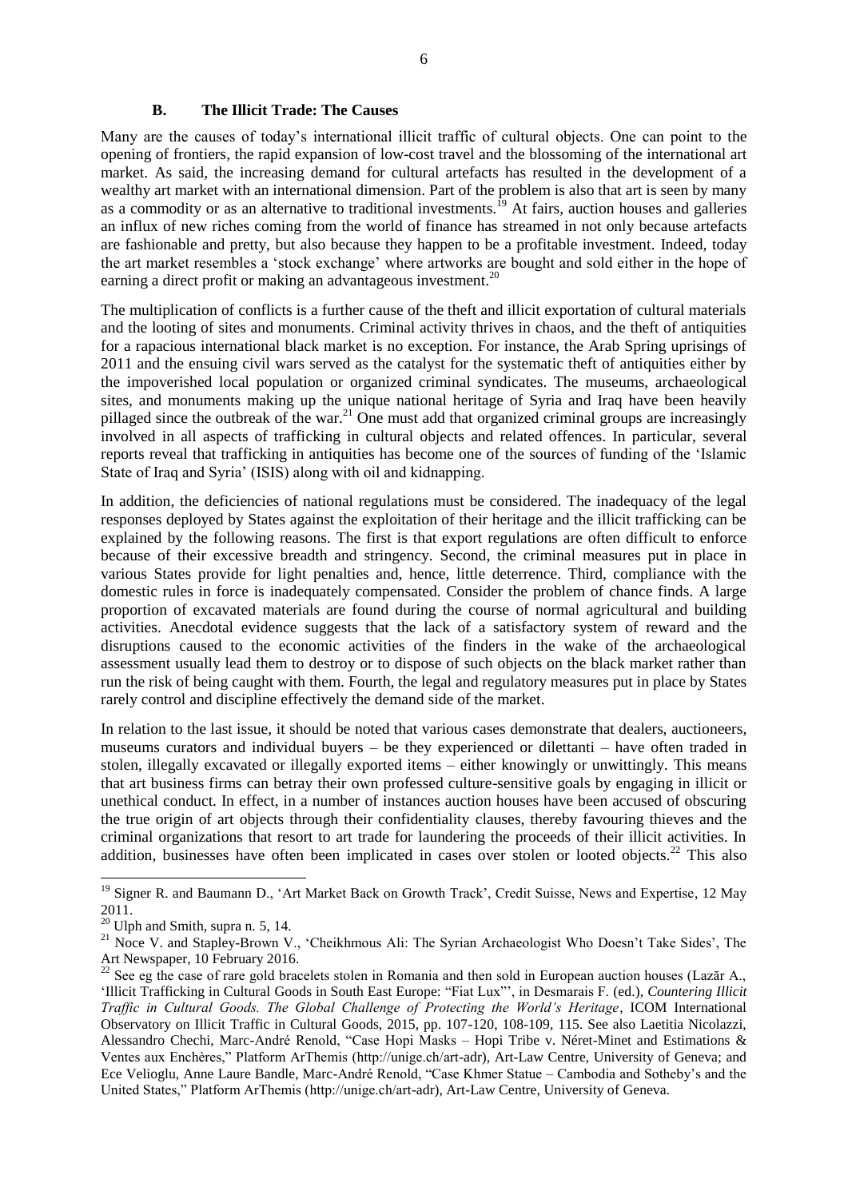### B. The Illicit Trade: The Causes

Many are the causes of today's international illicit traffic of cultural objects. One can point to the opening of frontiers, the rapid expansion of low-cost travel and the blossoming of the international art market. As said, the increasing demand for cultural artefacts has resulted in the development of a wealthy art market with an international dimension. Part of the problem is also that art is seen by many as a commodity or as an alternative to traditional investments.[19] At fairs, auction houses and galleries an influx of new riches coming from the world of finance has streamed in not only because artefacts are fashionable and pretty, but also because they happen to be a profitable investment. Indeed, today the art market resembles a 'stock exchange' where artworks are bought and sold either in the hope of earning a direct profit or making an advantageous investment.[20]

The multiplication of conflicts is a further cause of the theft and illicit exportation of cultural materials and the looting of sites and monuments. Criminal activity thrives in chaos, and the theft of antiquities for a rapacious international black market is no exception. For instance, the Arab Spring uprisings of 2011 and the ensuing civil wars served as the catalyst for the systematic theft of antiquities either by the impoverished local population or organized criminal syndicates. The museums, archaeological sites, and monuments making up the unique national heritage of Syria and Iraq have been heavily pillaged since the outbreak of the war.[21] One must add that organized criminal groups are increasingly involved in all aspects of trafficking in cultural objects and related offences. In particular, several reports reveal that trafficking in antiquities has become one of the sources of funding of the 'Islamic State of Iraq and Syria' (ISIS) along with oil and kidnapping.

In addition, the deficiencies of national regulations must be considered. The inadequacy of the legal responses deployed by States against the exploitation of their heritage and the illicit trafficking can be explained by the following reasons. The first is that export regulations are often difficult to enforce because of their excessive breadth and stringency. Second, the criminal measures put in place in various States provide for light penalties and, hence, little deterrence. Third, compliance with the domestic rules in force is inadequately compensated. Consider the problem of chance finds. A large proportion of excavated materials are found during the course of normal agricultural and building activities. Anecdotal evidence suggests that the lack of a satisfactory system of reward and the disruptions caused to the economic activities of the finders in the wake of the archaeological assessment usually lead them to destroy or to dispose of such objects on the black market rather than run the risk of being caught with them. Fourth, the legal and regulatory measures put in place by States rarely control and discipline effectively the demand side of the market.

In relation to the last issue, it should be noted that various cases demonstrate that dealers, auctioneers, museums curators and individual buyers – be they experienced or dilettanti – have often traded in stolen, illegally excavated or illegally exported items – either knowingly or unwittingly. This means that art business firms can betray their own professed culture-sensitive goals by engaging in illicit or unethical conduct. In effect, in a number of instances auction houses have been accused of obscuring the true origin of art objects through their confidentiality clauses, thereby favouring thieves and the criminal organizations that resort to art trade for laundering the proceeds of their illicit activities. In addition, businesses have often been implicated in cases over stolen or looted objects.[22] This also

---

[19] Signer R. and Baumann D., 'Art Market Back on Growth Track', Credit Suisse, News and Expertise, 12 May 2011.

[20] Ulph and Smith, supra n. 5, 14.

[21] Noce V. and Stapley-Brown V., 'Cheikhmous Ali: The Syrian Archaeologist Who Doesn't Take Sides', The Art Newspaper, 10 February 2016.

[22] See eg the case of rare gold bracelets stolen in Romania and then sold in European auction houses (Lazăr A., 'Illicit Trafficking in Cultural Goods in South East Europe: "Fiat Lux"', in Desmarais F. (ed.), *Countering Illicit Traffic in Cultural Goods. The Global Challenge of Protecting the World's Heritage*, ICOM International Observatory on Illicit Traffic in Cultural Goods, 2015, pp. 107-120, 108-109, 115. See also Laetitia Nicolazzi, Alessandro Chechi, Marc-André Renold, "Case Hopi Masks – Hopi Tribe v. Néret-Minet and Estimations & Ventes aux Enchères," Platform ArThemis (http://unige.ch/art-adr), Art-Law Centre, University of Geneva; and Ece Velioglu, Anne Laure Bandle, Marc-André Renold, "Case Khmer Statue – Cambodia and Sotheby's and the United States," Platform ArThemis (http://unige.ch/art-adr), Art-Law Centre, University of Geneva.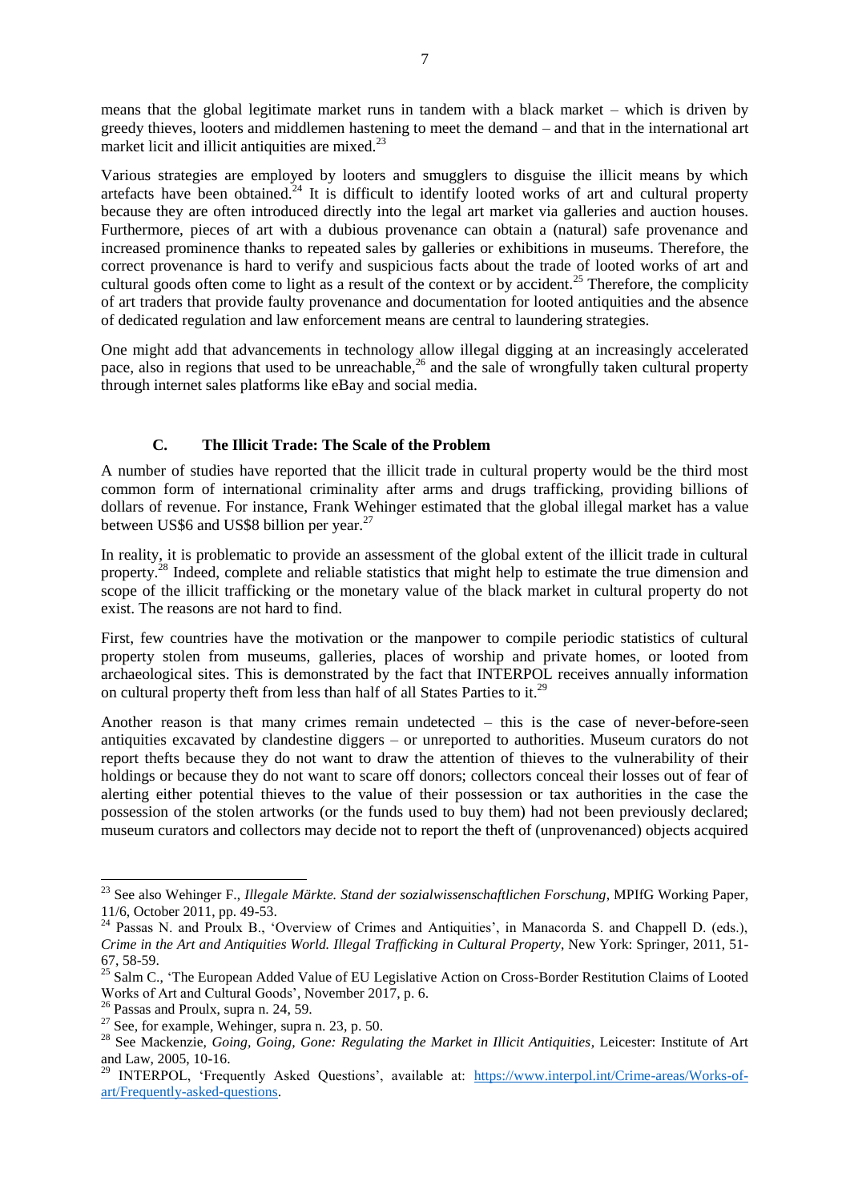means that the global legitimate market runs in tandem with a black market – which is driven by greedy thieves, looters and middlemen hastening to meet the demand – and that in the international art market licit and illicit antiquities are mixed.[23]

Various strategies are employed by looters and smugglers to disguise the illicit means by which artefacts have been obtained.[24] It is difficult to identify looted works of art and cultural property because they are often introduced directly into the legal art market via galleries and auction houses. Furthermore, pieces of art with a dubious provenance can obtain a (natural) safe provenance and increased prominence thanks to repeated sales by galleries or exhibitions in museums. Therefore, the correct provenance is hard to verify and suspicious facts about the trade of looted works of art and cultural goods often come to light as a result of the context or by accident.[25] Therefore, the complicity of art traders that provide faulty provenance and documentation for looted antiquities and the absence of dedicated regulation and law enforcement means are central to laundering strategies.

One might add that advancements in technology allow illegal digging at an increasingly accelerated pace, also in regions that used to be unreachable,[26] and the sale of wrongfully taken cultural property through internet sales platforms like eBay and social media.

### C. The Illicit Trade: The Scale of the Problem

A number of studies have reported that the illicit trade in cultural property would be the third most common form of international criminality after arms and drugs trafficking, providing billions of dollars of revenue. For instance, Frank Wehinger estimated that the global illegal market has a value between US$6 and US$8 billion per year.[27]

In reality, it is problematic to provide an assessment of the global extent of the illicit trade in cultural property.[28] Indeed, complete and reliable statistics that might help to estimate the true dimension and scope of the illicit trafficking or the monetary value of the black market in cultural property do not exist. The reasons are not hard to find.

First, few countries have the motivation or the manpower to compile periodic statistics of cultural property stolen from museums, galleries, places of worship and private homes, or looted from archaeological sites. This is demonstrated by the fact that INTERPOL receives annually information on cultural property theft from less than half of all States Parties to it.[29]

Another reason is that many crimes remain undetected – this is the case of never-before-seen antiquities excavated by clandestine diggers – or unreported to authorities. Museum curators do not report thefts because they do not want to draw the attention of thieves to the vulnerability of their holdings or because they do not want to scare off donors; collectors conceal their losses out of fear of alerting either potential thieves to the value of their possession or tax authorities in the case the possession of the stolen artworks (or the funds used to buy them) had not been previously declared; museum curators and collectors may decide not to report the theft of (unprovenanced) objects acquired

---

[23] See also Wehinger F., *Illegale Märkte. Stand der sozialwissenschaftlichen Forschung*, MPIfG Working Paper, 11/6, October 2011, pp. 49-53.

[24] Passas N. and Proulx B., 'Overview of Crimes and Antiquities', in Manacorda S. and Chappell D. (eds.), *Crime in the Art and Antiquities World. Illegal Trafficking in Cultural Property*, New York: Springer, 2011, 51-67, 58-59.

[25] Salm C., 'The European Added Value of EU Legislative Action on Cross-Border Restitution Claims of Looted Works of Art and Cultural Goods', November 2017, p. 6.

[26] Passas and Proulx, supra n. 24, 59.

[27] See, for example, Wehinger, supra n. 23, p. 50.

[28] See Mackenzie, *Going, Going, Gone: Regulating the Market in Illicit Antiquities*, Leicester: Institute of Art and Law, 2005, 10-16.

[29] INTERPOL, 'Frequently Asked Questions', available at: [https://www.interpol.int/Crime-areas/Works-of-art/Frequently-asked-questions](https://www.interpol.int/Crime-areas/Works-of-art/Frequently-asked-questions).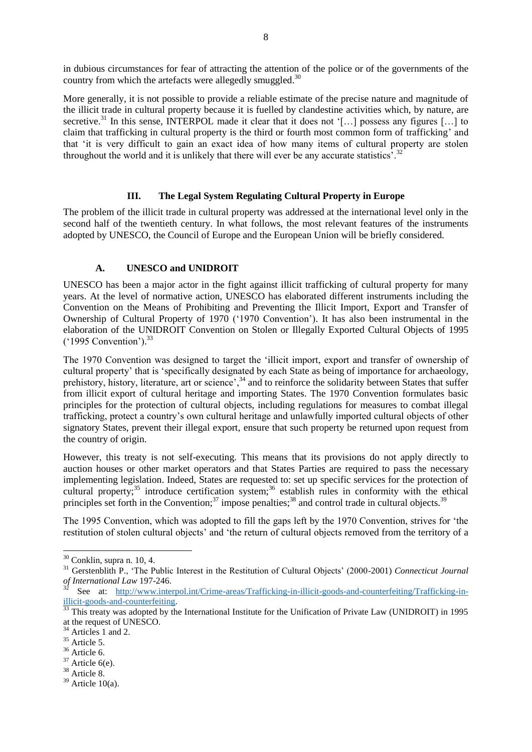in dubious circumstances for fear of attracting the attention of the police or of the governments of the country from which the artefacts were allegedly smuggled.[30]

More generally, it is not possible to provide a reliable estimate of the precise nature and magnitude of the illicit trade in cultural property because it is fuelled by clandestine activities which, by nature, are secretive.[31] In this sense, INTERPOL made it clear that it does not '[…] possess any figures […] to claim that trafficking in cultural property is the third or fourth most common form of trafficking' and that 'it is very difficult to gain an exact idea of how many items of cultural property are stolen throughout the world and it is unlikely that there will ever be any accurate statistics'.[32]

## III. The Legal System Regulating Cultural Property in Europe

The problem of the illicit trade in cultural property was addressed at the international level only in the second half of the twentieth century. In what follows, the most relevant features of the instruments adopted by UNESCO, the Council of Europe and the European Union will be briefly considered.

### A. UNESCO and UNIDROIT

UNESCO has been a major actor in the fight against illicit trafficking of cultural property for many years. At the level of normative action, UNESCO has elaborated different instruments including the Convention on the Means of Prohibiting and Preventing the Illicit Import, Export and Transfer of Ownership of Cultural Property of 1970 ('1970 Convention'). It has also been instrumental in the elaboration of the UNIDROIT Convention on Stolen or Illegally Exported Cultural Objects of 1995 ('1995 Convention').[33]

The 1970 Convention was designed to target the 'illicit import, export and transfer of ownership of cultural property' that is 'specifically designated by each State as being of importance for archaeology, prehistory, history, literature, art or science',[34] and to reinforce the solidarity between States that suffer from illicit export of cultural heritage and importing States. The 1970 Convention formulates basic principles for the protection of cultural objects, including regulations for measures to combat illegal trafficking, protect a country's own cultural heritage and unlawfully imported cultural objects of other signatory States, prevent their illegal export, ensure that such property be returned upon request from the country of origin.

However, this treaty is not self-executing. This means that its provisions do not apply directly to auction houses or other market operators and that States Parties are required to pass the necessary implementing legislation. Indeed, States are requested to: set up specific services for the protection of cultural property;[35] introduce certification system;[36] establish rules in conformity with the ethical principles set forth in the Convention;[37] impose penalties;[38] and control trade in cultural objects.[39]

The 1995 Convention, which was adopted to fill the gaps left by the 1970 Convention, strives for 'the restitution of stolen cultural objects' and 'the return of cultural objects removed from the territory of a

---

[30] Conklin, supra n. 10, 4.

[31] Gerstenblith P., 'The Public Interest in the Restitution of Cultural Objects' (2000-2001) *Connecticut Journal of International Law* 197-246.

[32] See at: http://www.interpol.int/Crime-areas/Trafficking-in-illicit-goods-and-counterfeiting/Trafficking-in-illicit-goods-and-counterfeiting.

[33] This treaty was adopted by the International Institute for the Unification of Private Law (UNIDROIT) in 1995 at the request of UNESCO.

[34] Articles 1 and 2.

[35] Article 5.

[36] Article 6.

[37] Article 6(e).

[38] Article 8.

[39] Article 10(a).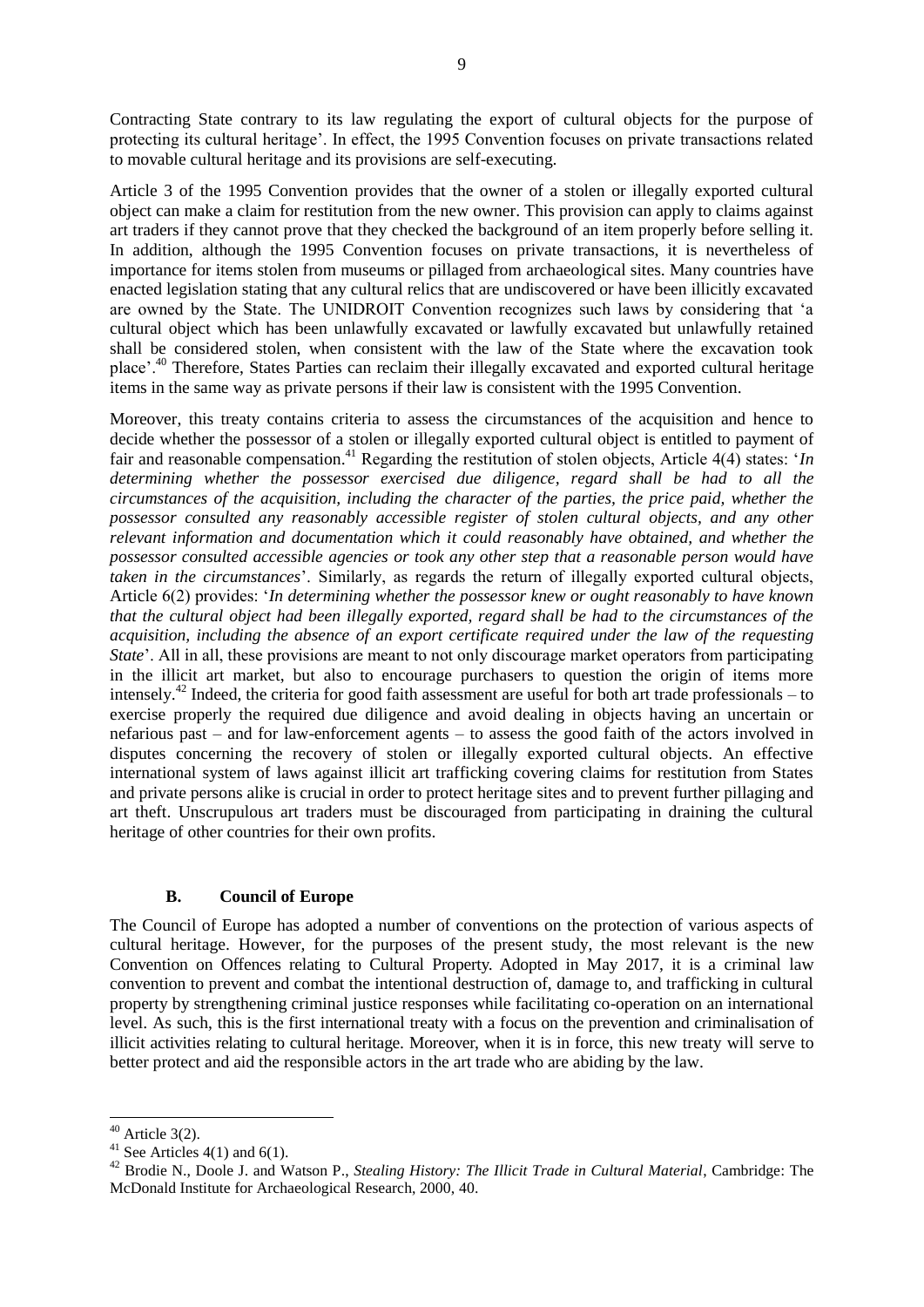Contracting State contrary to its law regulating the export of cultural objects for the purpose of protecting its cultural heritage'. In effect, the 1995 Convention focuses on private transactions related to movable cultural heritage and its provisions are self-executing.

Article 3 of the 1995 Convention provides that the owner of a stolen or illegally exported cultural object can make a claim for restitution from the new owner. This provision can apply to claims against art traders if they cannot prove that they checked the background of an item properly before selling it. In addition, although the 1995 Convention focuses on private transactions, it is nevertheless of importance for items stolen from museums or pillaged from archaeological sites. Many countries have enacted legislation stating that any cultural relics that are undiscovered or have been illicitly excavated are owned by the State. The UNIDROIT Convention recognizes such laws by considering that 'a cultural object which has been unlawfully excavated or lawfully excavated but unlawfully retained shall be considered stolen, when consistent with the law of the State where the excavation took place'.[40] Therefore, States Parties can reclaim their illegally excavated and exported cultural heritage items in the same way as private persons if their law is consistent with the 1995 Convention.

Moreover, this treaty contains criteria to assess the circumstances of the acquisition and hence to decide whether the possessor of a stolen or illegally exported cultural object is entitled to payment of fair and reasonable compensation.[41] Regarding the restitution of stolen objects, Article 4(4) states: '*In determining whether the possessor exercised due diligence, regard shall be had to all the circumstances of the acquisition, including the character of the parties, the price paid, whether the possessor consulted any reasonably accessible register of stolen cultural objects, and any other relevant information and documentation which it could reasonably have obtained, and whether the possessor consulted accessible agencies or took any other step that a reasonable person would have taken in the circumstances*'. Similarly, as regards the return of illegally exported cultural objects, Article 6(2) provides: '*In determining whether the possessor knew or ought reasonably to have known that the cultural object had been illegally exported, regard shall be had to the circumstances of the acquisition, including the absence of an export certificate required under the law of the requesting State*'. All in all, these provisions are meant to not only discourage market operators from participating in the illicit art market, but also to encourage purchasers to question the origin of items more intensely.[42] Indeed, the criteria for good faith assessment are useful for both art trade professionals – to exercise properly the required due diligence and avoid dealing in objects having an uncertain or nefarious past – and for law-enforcement agents – to assess the good faith of the actors involved in disputes concerning the recovery of stolen or illegally exported cultural objects. An effective international system of laws against illicit art trafficking covering claims for restitution from States and private persons alike is crucial in order to protect heritage sites and to prevent further pillaging and art theft. Unscrupulous art traders must be discouraged from participating in draining the cultural heritage of other countries for their own profits.

### B. Council of Europe

The Council of Europe has adopted a number of conventions on the protection of various aspects of cultural heritage. However, for the purposes of the present study, the most relevant is the new Convention on Offences relating to Cultural Property. Adopted in May 2017, it is a criminal law convention to prevent and combat the intentional destruction of, damage to, and trafficking in cultural property by strengthening criminal justice responses while facilitating co-operation on an international level. As such, this is the first international treaty with a focus on the prevention and criminalisation of illicit activities relating to cultural heritage. Moreover, when it is in force, this new treaty will serve to better protect and aid the responsible actors in the art trade who are abiding by the law.

---

[40] Article 3(2).

[41] See Articles 4(1) and 6(1).

[42] Brodie N., Doole J. and Watson P., *Stealing History: The Illicit Trade in Cultural Material*, Cambridge: The McDonald Institute for Archaeological Research, 2000, 40.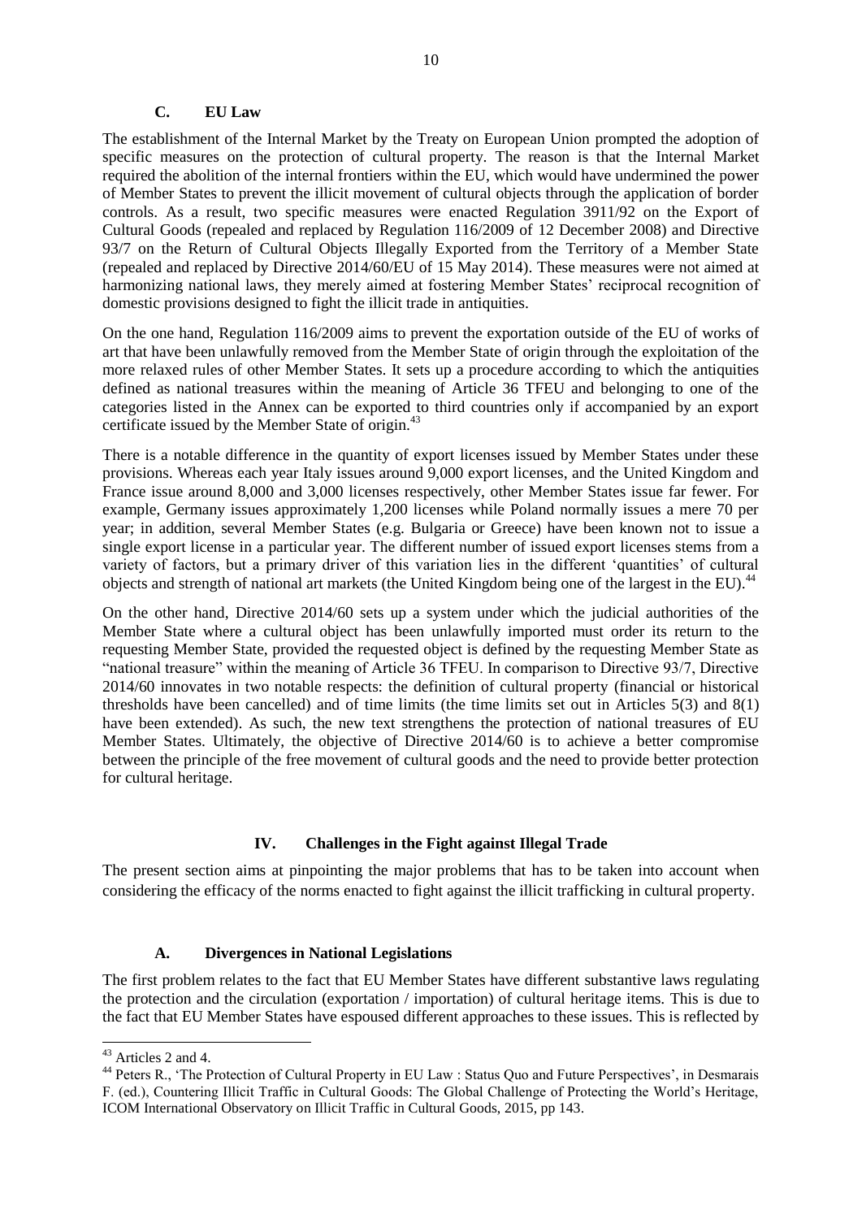### C. EU Law

The establishment of the Internal Market by the Treaty on European Union prompted the adoption of specific measures on the protection of cultural property. The reason is that the Internal Market required the abolition of the internal frontiers within the EU, which would have undermined the power of Member States to prevent the illicit movement of cultural objects through the application of border controls. As a result, two specific measures were enacted Regulation 3911/92 on the Export of Cultural Goods (repealed and replaced by Regulation 116/2009 of 12 December 2008) and Directive 93/7 on the Return of Cultural Objects Illegally Exported from the Territory of a Member State (repealed and replaced by Directive 2014/60/EU of 15 May 2014). These measures were not aimed at harmonizing national laws, they merely aimed at fostering Member States' reciprocal recognition of domestic provisions designed to fight the illicit trade in antiquities.

On the one hand, Regulation 116/2009 aims to prevent the exportation outside of the EU of works of art that have been unlawfully removed from the Member State of origin through the exploitation of the more relaxed rules of other Member States. It sets up a procedure according to which the antiquities defined as national treasures within the meaning of Article 36 TFEU and belonging to one of the categories listed in the Annex can be exported to third countries only if accompanied by an export certificate issued by the Member State of origin.[43]

There is a notable difference in the quantity of export licenses issued by Member States under these provisions. Whereas each year Italy issues around 9,000 export licenses, and the United Kingdom and France issue around 8,000 and 3,000 licenses respectively, other Member States issue far fewer. For example, Germany issues approximately 1,200 licenses while Poland normally issues a mere 70 per year; in addition, several Member States (e.g. Bulgaria or Greece) have been known not to issue a single export license in a particular year. The different number of issued export licenses stems from a variety of factors, but a primary driver of this variation lies in the different 'quantities' of cultural objects and strength of national art markets (the United Kingdom being one of the largest in the EU).[44]

On the other hand, Directive 2014/60 sets up a system under which the judicial authorities of the Member State where a cultural object has been unlawfully imported must order its return to the requesting Member State, provided the requested object is defined by the requesting Member State as "national treasure" within the meaning of Article 36 TFEU. In comparison to Directive 93/7, Directive 2014/60 innovates in two notable respects: the definition of cultural property (financial or historical thresholds have been cancelled) and of time limits (the time limits set out in Articles 5(3) and 8(1) have been extended). As such, the new text strengthens the protection of national treasures of EU Member States. Ultimately, the objective of Directive 2014/60 is to achieve a better compromise between the principle of the free movement of cultural goods and the need to provide better protection for cultural heritage.

## IV. Challenges in the Fight against Illegal Trade

The present section aims at pinpointing the major problems that has to be taken into account when considering the efficacy of the norms enacted to fight against the illicit trafficking in cultural property.

### A. Divergences in National Legislations

The first problem relates to the fact that EU Member States have different substantive laws regulating the protection and the circulation (exportation / importation) of cultural heritage items. This is due to the fact that EU Member States have espoused different approaches to these issues. This is reflected by

---

[43] Articles 2 and 4.

[44] Peters R., 'The Protection of Cultural Property in EU Law : Status Quo and Future Perspectives', in Desmarais F. (ed.), Countering Illicit Traffic in Cultural Goods: The Global Challenge of Protecting the World's Heritage, ICOM International Observatory on Illicit Traffic in Cultural Goods, 2015, pp 143.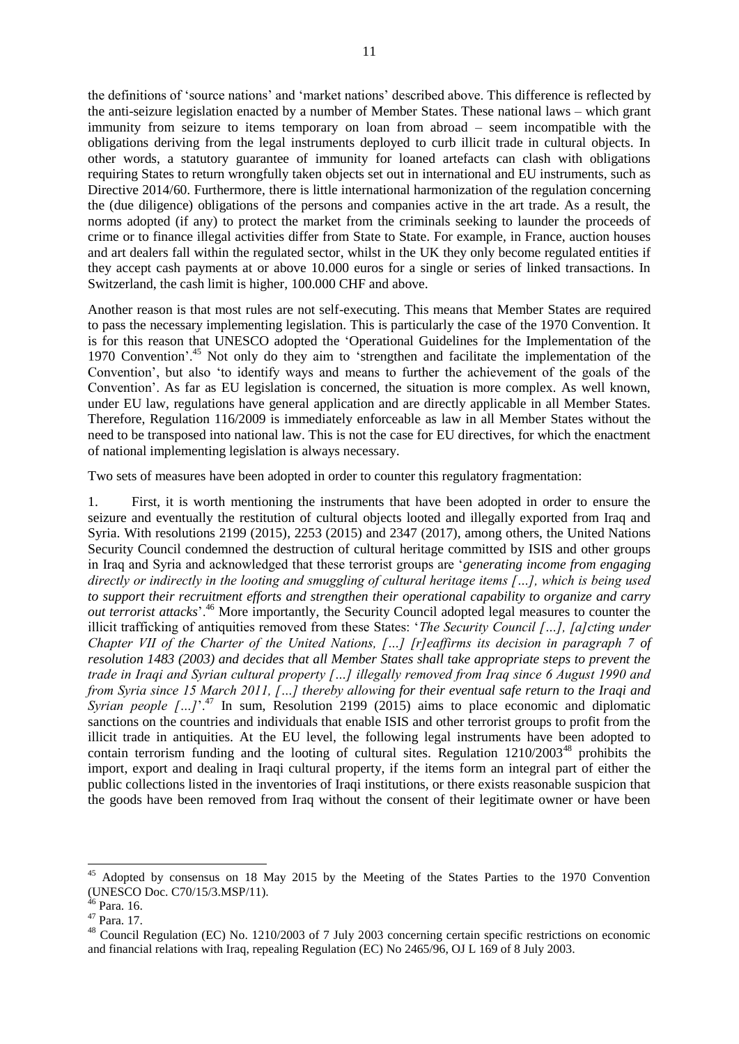the definitions of 'source nations' and 'market nations' described above. This difference is reflected by the anti-seizure legislation enacted by a number of Member States. These national laws – which grant immunity from seizure to items temporary on loan from abroad – seem incompatible with the obligations deriving from the legal instruments deployed to curb illicit trade in cultural objects. In other words, a statutory guarantee of immunity for loaned artefacts can clash with obligations requiring States to return wrongfully taken objects set out in international and EU instruments, such as Directive 2014/60. Furthermore, there is little international harmonization of the regulation concerning the (due diligence) obligations of the persons and companies active in the art trade. As a result, the norms adopted (if any) to protect the market from the criminals seeking to launder the proceeds of crime or to finance illegal activities differ from State to State. For example, in France, auction houses and art dealers fall within the regulated sector, whilst in the UK they only become regulated entities if they accept cash payments at or above 10.000 euros for a single or series of linked transactions. In Switzerland, the cash limit is higher, 100.000 CHF and above.

Another reason is that most rules are not self-executing. This means that Member States are required to pass the necessary implementing legislation. This is particularly the case of the 1970 Convention. It is for this reason that UNESCO adopted the 'Operational Guidelines for the Implementation of the 1970 Convention'.[45] Not only do they aim to 'strengthen and facilitate the implementation of the Convention', but also 'to identify ways and means to further the achievement of the goals of the Convention'. As far as EU legislation is concerned, the situation is more complex. As well known, under EU law, regulations have general application and are directly applicable in all Member States. Therefore, Regulation 116/2009 is immediately enforceable as law in all Member States without the need to be transposed into national law. This is not the case for EU directives, for which the enactment of national implementing legislation is always necessary.

Two sets of measures have been adopted in order to counter this regulatory fragmentation:

1. First, it is worth mentioning the instruments that have been adopted in order to ensure the seizure and eventually the restitution of cultural objects looted and illegally exported from Iraq and Syria. With resolutions 2199 (2015), 2253 (2015) and 2347 (2017), among others, the United Nations Security Council condemned the destruction of cultural heritage committed by ISIS and other groups in Iraq and Syria and acknowledged that these terrorist groups are '*generating income from engaging directly or indirectly in the looting and smuggling of cultural heritage items […], which is being used to support their recruitment efforts and strengthen their operational capability to organize and carry out terrorist attacks*'.[46] More importantly, the Security Council adopted legal measures to counter the illicit trafficking of antiquities removed from these States: '*The Security Council […], [a]cting under Chapter VII of the Charter of the United Nations, […] [r]eaffirms its decision in paragraph 7 of resolution 1483 (2003) and decides that all Member States shall take appropriate steps to prevent the trade in Iraqi and Syrian cultural property […] illegally removed from Iraq since 6 August 1990 and from Syria since 15 March 2011, […] thereby allowing for their eventual safe return to the Iraqi and Syrian people […]*'.[47] In sum, Resolution 2199 (2015) aims to place economic and diplomatic sanctions on the countries and individuals that enable ISIS and other terrorist groups to profit from the illicit trade in antiquities. At the EU level, the following legal instruments have been adopted to contain terrorism funding and the looting of cultural sites. Regulation 1210/2003[48] prohibits the import, export and dealing in Iraqi cultural property, if the items form an integral part of either the public collections listed in the inventories of Iraqi institutions, or there exists reasonable suspicion that the goods have been removed from Iraq without the consent of their legitimate owner or have been

---

[45] Adopted by consensus on 18 May 2015 by the Meeting of the States Parties to the 1970 Convention (UNESCO Doc. C70/15/3.MSP/11).

[46] Para. 16.

[47] Para. 17.

[48] Council Regulation (EC) No. 1210/2003 of 7 July 2003 concerning certain specific restrictions on economic and financial relations with Iraq, repealing Regulation (EC) No 2465/96, OJ L 169 of 8 July 2003.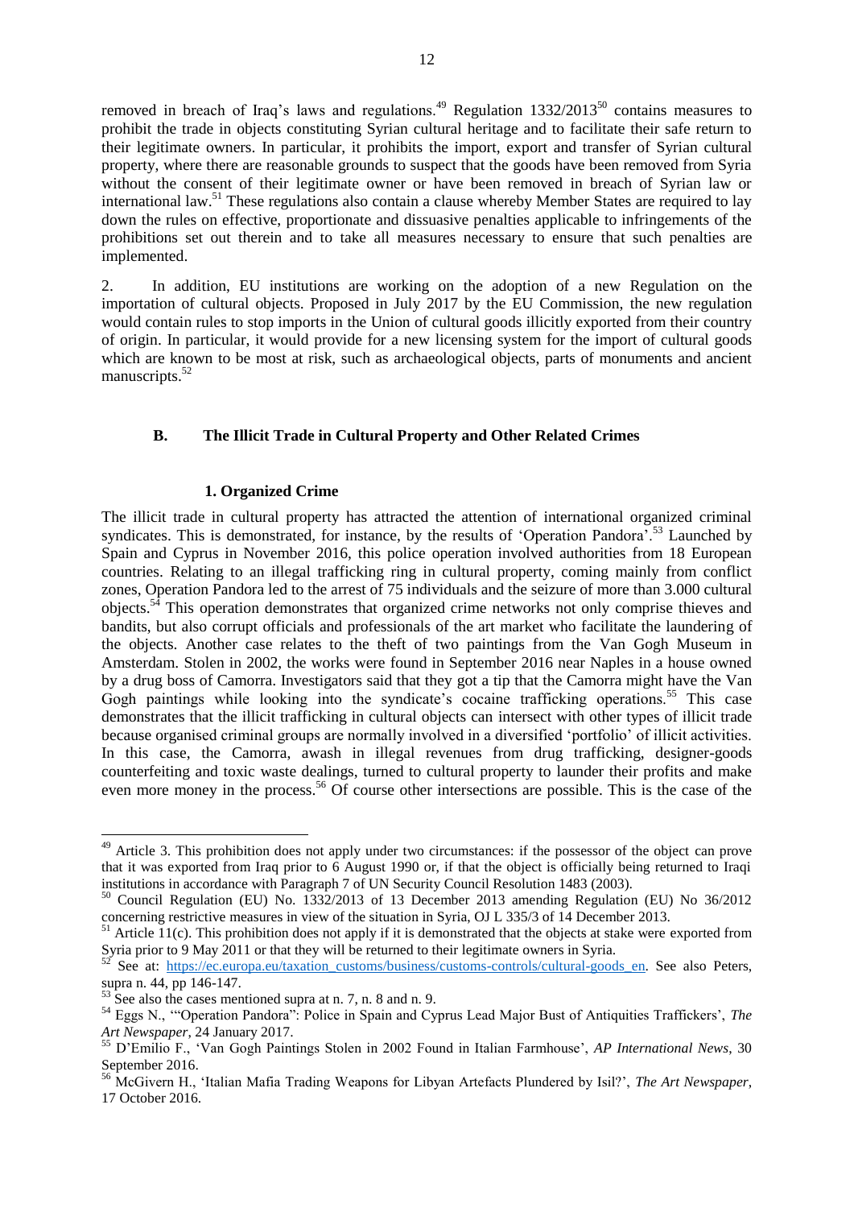removed in breach of Iraq's laws and regulations.[49] Regulation 1332/2013[50] contains measures to prohibit the trade in objects constituting Syrian cultural heritage and to facilitate their safe return to their legitimate owners. In particular, it prohibits the import, export and transfer of Syrian cultural property, where there are reasonable grounds to suspect that the goods have been removed from Syria without the consent of their legitimate owner or have been removed in breach of Syrian law or international law.[51] These regulations also contain a clause whereby Member States are required to lay down the rules on effective, proportionate and dissuasive penalties applicable to infringements of the prohibitions set out therein and to take all measures necessary to ensure that such penalties are implemented.

2. In addition, EU institutions are working on the adoption of a new Regulation on the importation of cultural objects. Proposed in July 2017 by the EU Commission, the new regulation would contain rules to stop imports in the Union of cultural goods illicitly exported from their country of origin. In particular, it would provide for a new licensing system for the import of cultural goods which are known to be most at risk, such as archaeological objects, parts of monuments and ancient manuscripts.[52]

### B. The Illicit Trade in Cultural Property and Other Related Crimes

#### 1. Organized Crime

The illicit trade in cultural property has attracted the attention of international organized criminal syndicates. This is demonstrated, for instance, by the results of 'Operation Pandora'.[53] Launched by Spain and Cyprus in November 2016, this police operation involved authorities from 18 European countries. Relating to an illegal trafficking ring in cultural property, coming mainly from conflict zones, Operation Pandora led to the arrest of 75 individuals and the seizure of more than 3.000 cultural objects.[54] This operation demonstrates that organized crime networks not only comprise thieves and bandits, but also corrupt officials and professionals of the art market who facilitate the laundering of the objects. Another case relates to the theft of two paintings from the Van Gogh Museum in Amsterdam. Stolen in 2002, the works were found in September 2016 near Naples in a house owned by a drug boss of Camorra. Investigators said that they got a tip that the Camorra might have the Van Gogh paintings while looking into the syndicate's cocaine trafficking operations.[55] This case demonstrates that the illicit trafficking in cultural objects can intersect with other types of illicit trade because organised criminal groups are normally involved in a diversified 'portfolio' of illicit activities. In this case, the Camorra, awash in illegal revenues from drug trafficking, designer-goods counterfeiting and toxic waste dealings, turned to cultural property to launder their profits and make even more money in the process.[56] Of course other intersections are possible. This is the case of the

---

[49] Article 3. This prohibition does not apply under two circumstances: if the possessor of the object can prove that it was exported from Iraq prior to 6 August 1990 or, if that the object is officially being returned to Iraqi institutions in accordance with Paragraph 7 of UN Security Council Resolution 1483 (2003).

[50] Council Regulation (EU) No. 1332/2013 of 13 December 2013 amending Regulation (EU) No 36/2012 concerning restrictive measures in view of the situation in Syria, OJ L 335/3 of 14 December 2013.

[51] Article 11(c). This prohibition does not apply if it is demonstrated that the objects at stake were exported from Syria prior to 9 May 2011 or that they will be returned to their legitimate owners in Syria.

[52] See at: https://ec.europa.eu/taxation_customs/business/customs-controls/cultural-goods_en. See also Peters, supra n. 44, pp 146-147.

[53] See also the cases mentioned supra at n. 7, n. 8 and n. 9.

[54] Eggs N., '"Operation Pandora": Police in Spain and Cyprus Lead Major Bust of Antiquities Traffickers', *The Art Newspaper*, 24 January 2017.

[55] D'Emilio F., 'Van Gogh Paintings Stolen in 2002 Found in Italian Farmhouse', *AP International News*, 30 September 2016.

[56] McGivern H., 'Italian Mafia Trading Weapons for Libyan Artefacts Plundered by Isil?', *The Art Newspaper*, 17 October 2016.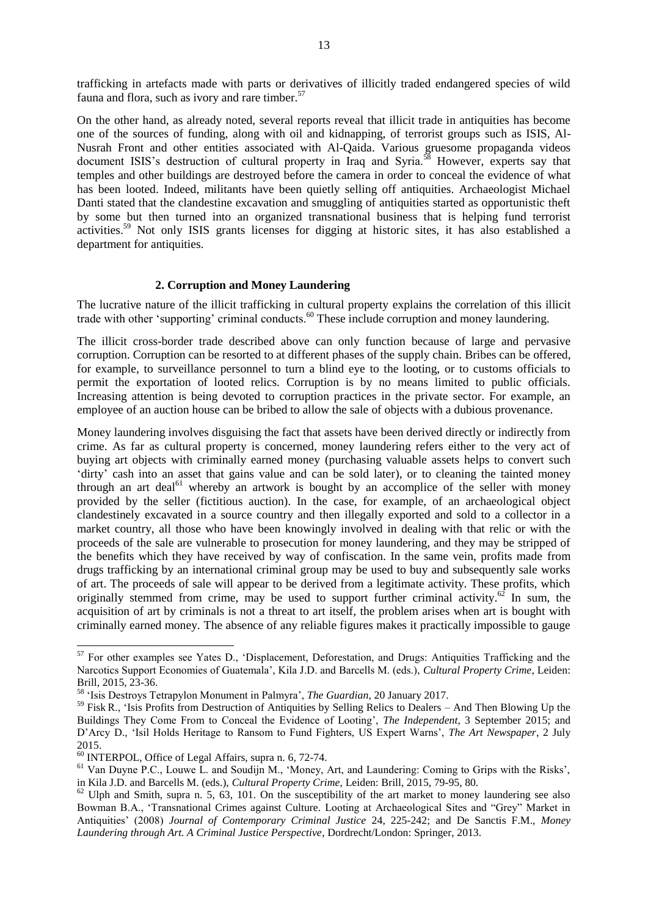trafficking in artefacts made with parts or derivatives of illicitly traded endangered species of wild fauna and flora, such as ivory and rare timber.[57]

On the other hand, as already noted, several reports reveal that illicit trade in antiquities has become one of the sources of funding, along with oil and kidnapping, of terrorist groups such as ISIS, Al-Nusrah Front and other entities associated with Al-Qaida. Various gruesome propaganda videos document ISIS's destruction of cultural property in Iraq and Syria.[58] However, experts say that temples and other buildings are destroyed before the camera in order to conceal the evidence of what has been looted. Indeed, militants have been quietly selling off antiquities. Archaeologist Michael Danti stated that the clandestine excavation and smuggling of antiquities started as opportunistic theft by some but then turned into an organized transnational business that is helping fund terrorist activities.[59] Not only ISIS grants licenses for digging at historic sites, it has also established a department for antiquities.

### 2. Corruption and Money Laundering

The lucrative nature of the illicit trafficking in cultural property explains the correlation of this illicit trade with other 'supporting' criminal conducts.[60] These include corruption and money laundering.

The illicit cross-border trade described above can only function because of large and pervasive corruption. Corruption can be resorted to at different phases of the supply chain. Bribes can be offered, for example, to surveillance personnel to turn a blind eye to the looting, or to customs officials to permit the exportation of looted relics. Corruption is by no means limited to public officials. Increasing attention is being devoted to corruption practices in the private sector. For example, an employee of an auction house can be bribed to allow the sale of objects with a dubious provenance.

Money laundering involves disguising the fact that assets have been derived directly or indirectly from crime. As far as cultural property is concerned, money laundering refers either to the very act of buying art objects with criminally earned money (purchasing valuable assets helps to convert such 'dirty' cash into an asset that gains value and can be sold later), or to cleaning the tainted money through an art deal[61] whereby an artwork is bought by an accomplice of the seller with money provided by the seller (fictitious auction). In the case, for example, of an archaeological object clandestinely excavated in a source country and then illegally exported and sold to a collector in a market country, all those who have been knowingly involved in dealing with that relic or with the proceeds of the sale are vulnerable to prosecution for money laundering, and they may be stripped of the benefits which they have received by way of confiscation. In the same vein, profits made from drugs trafficking by an international criminal group may be used to buy and subsequently sale works of art. The proceeds of sale will appear to be derived from a legitimate activity. These profits, which originally stemmed from crime, may be used to support further criminal activity.[62] In sum, the acquisition of art by criminals is not a threat to art itself, the problem arises when art is bought with criminally earned money. The absence of any reliable figures makes it practically impossible to gauge

---

[57] For other examples see Yates D., 'Displacement, Deforestation, and Drugs: Antiquities Trafficking and the Narcotics Support Economies of Guatemala', Kila J.D. and Barcells M. (eds.), *Cultural Property Crime*, Leiden: Brill, 2015, 23-36.

[58] 'Isis Destroys Tetrapylon Monument in Palmyra', *The Guardian*, 20 January 2017.

[59] Fisk R., 'Isis Profits from Destruction of Antiquities by Selling Relics to Dealers – And Then Blowing Up the Buildings They Come From to Conceal the Evidence of Looting', *The Independent*, 3 September 2015; and D'Arcy D., 'Isil Holds Heritage to Ransom to Fund Fighters, US Expert Warns', *The Art Newspaper*, 2 July 2015.

[60] INTERPOL, Office of Legal Affairs, supra n. 6, 72-74.

[61] Van Duyne P.C., Louwe L. and Soudijn M., 'Money, Art, and Laundering: Coming to Grips with the Risks', in Kila J.D. and Barcells M. (eds.), *Cultural Property Crime*, Leiden: Brill, 2015, 79-95, 80.

[62] Ulph and Smith, supra n. 5, 63, 101. On the susceptibility of the art market to money laundering see also Bowman B.A., 'Transnational Crimes against Culture. Looting at Archaeological Sites and "Grey" Market in Antiquities' (2008) *Journal of Contemporary Criminal Justice* 24, 225-242; and De Sanctis F.M., *Money Laundering through Art. A Criminal Justice Perspective*, Dordrecht/London: Springer, 2013.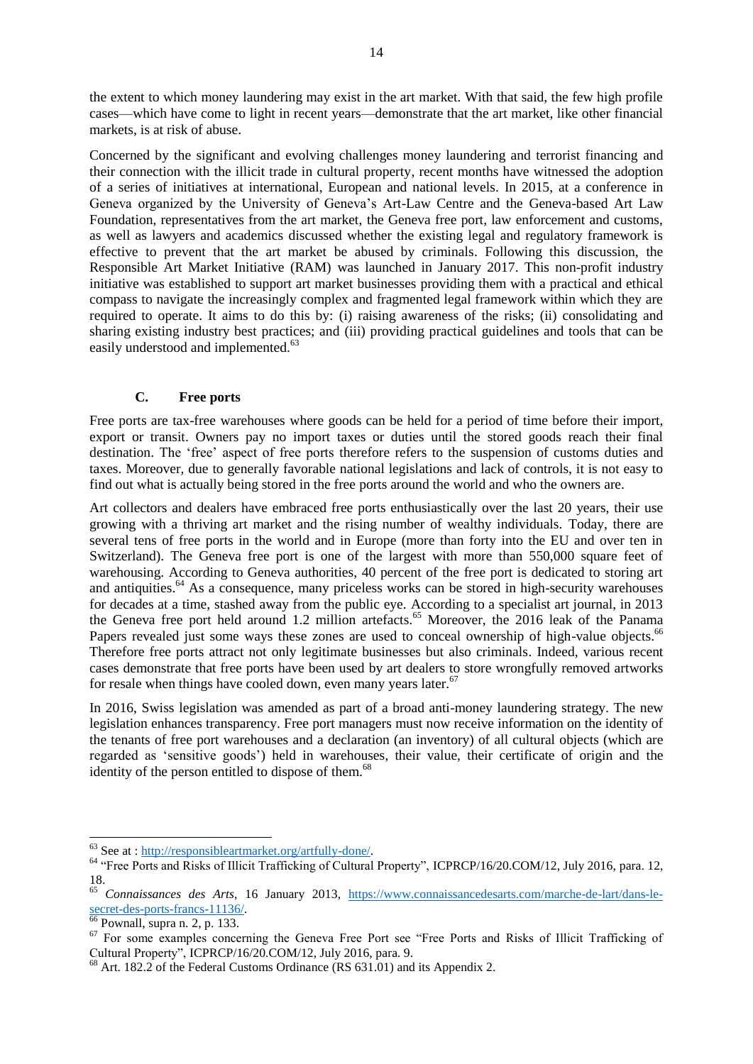the extent to which money laundering may exist in the art market. With that said, the few high profile cases—which have come to light in recent years—demonstrate that the art market, like other financial markets, is at risk of abuse.

Concerned by the significant and evolving challenges money laundering and terrorist financing and their connection with the illicit trade in cultural property, recent months have witnessed the adoption of a series of initiatives at international, European and national levels. In 2015, at a conference in Geneva organized by the University of Geneva's Art-Law Centre and the Geneva-based Art Law Foundation, representatives from the art market, the Geneva free port, law enforcement and customs, as well as lawyers and academics discussed whether the existing legal and regulatory framework is effective to prevent that the art market be abused by criminals. Following this discussion, the Responsible Art Market Initiative (RAM) was launched in January 2017. This non-profit industry initiative was established to support art market businesses providing them with a practical and ethical compass to navigate the increasingly complex and fragmented legal framework within which they are required to operate. It aims to do this by: (i) raising awareness of the risks; (ii) consolidating and sharing existing industry best practices; and (iii) providing practical guidelines and tools that can be easily understood and implemented.[63]

### C. Free ports

Free ports are tax-free warehouses where goods can be held for a period of time before their import, export or transit. Owners pay no import taxes or duties until the stored goods reach their final destination. The 'free' aspect of free ports therefore refers to the suspension of customs duties and taxes. Moreover, due to generally favorable national legislations and lack of controls, it is not easy to find out what is actually being stored in the free ports around the world and who the owners are.

Art collectors and dealers have embraced free ports enthusiastically over the last 20 years, their use growing with a thriving art market and the rising number of wealthy individuals. Today, there are several tens of free ports in the world and in Europe (more than forty into the EU and over ten in Switzerland). The Geneva free port is one of the largest with more than 550,000 square feet of warehousing. According to Geneva authorities, 40 percent of the free port is dedicated to storing art and antiquities.[64] As a consequence, many priceless works can be stored in high-security warehouses for decades at a time, stashed away from the public eye. According to a specialist art journal, in 2013 the Geneva free port held around 1.2 million artefacts.[65] Moreover, the 2016 leak of the Panama Papers revealed just some ways these zones are used to conceal ownership of high-value objects.[66] Therefore free ports attract not only legitimate businesses but also criminals. Indeed, various recent cases demonstrate that free ports have been used by art dealers to store wrongfully removed artworks for resale when things have cooled down, even many years later.[67]

In 2016, Swiss legislation was amended as part of a broad anti-money laundering strategy. The new legislation enhances transparency. Free port managers must now receive information on the identity of the tenants of free port warehouses and a declaration (an inventory) of all cultural objects (which are regarded as 'sensitive goods') held in warehouses, their value, their certificate of origin and the identity of the person entitled to dispose of them.[68]

---

[63] See at : http://responsibleartmarket.org/artfully-done/.

[64] "Free Ports and Risks of Illicit Trafficking of Cultural Property", ICPRCP/16/20.COM/12, July 2016, para. 12, 18.

[65] *Connaissances des Arts*, 16 January 2013, https://www.connaissancedesarts.com/marche-de-lart/dans-le-secret-des-ports-francs-11136/.

[66] Pownall, supra n. 2, p. 133.

[67] For some examples concerning the Geneva Free Port see "Free Ports and Risks of Illicit Trafficking of Cultural Property", ICPRCP/16/20.COM/12, July 2016, para. 9.

[68] Art. 182.2 of the Federal Customs Ordinance (RS 631.01) and its Appendix 2.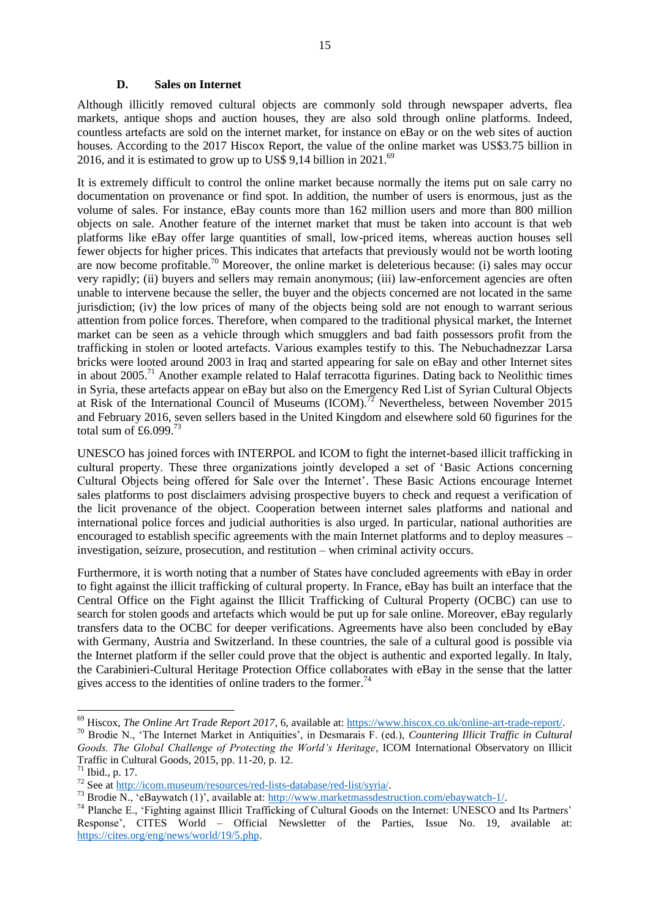### D. Sales on Internet

Although illicitly removed cultural objects are commonly sold through newspaper adverts, flea markets, antique shops and auction houses, they are also sold through online platforms. Indeed, countless artefacts are sold on the internet market, for instance on eBay or on the web sites of auction houses. According to the 2017 Hiscox Report, the value of the online market was US$3.75 billion in 2016, and it is estimated to grow up to US$ 9,14 billion in 2021.[69]

It is extremely difficult to control the online market because normally the items put on sale carry no documentation on provenance or find spot. In addition, the number of users is enormous, just as the volume of sales. For instance, eBay counts more than 162 million users and more than 800 million objects on sale. Another feature of the internet market that must be taken into account is that web platforms like eBay offer large quantities of small, low-priced items, whereas auction houses sell fewer objects for higher prices. This indicates that artefacts that previously would not be worth looting are now become profitable.[70] Moreover, the online market is deleterious because: (i) sales may occur very rapidly; (ii) buyers and sellers may remain anonymous; (iii) law-enforcement agencies are often unable to intervene because the seller, the buyer and the objects concerned are not located in the same jurisdiction; (iv) the low prices of many of the objects being sold are not enough to warrant serious attention from police forces. Therefore, when compared to the traditional physical market, the Internet market can be seen as a vehicle through which smugglers and bad faith possessors profit from the trafficking in stolen or looted artefacts. Various examples testify to this. The Nebuchadnezzar Larsa bricks were looted around 2003 in Iraq and started appearing for sale on eBay and other Internet sites in about 2005.[71] Another example related to Halaf terracotta figurines. Dating back to Neolithic times in Syria, these artefacts appear on eBay but also on the Emergency Red List of Syrian Cultural Objects at Risk of the International Council of Museums (ICOM).[72] Nevertheless, between November 2015 and February 2016, seven sellers based in the United Kingdom and elsewhere sold 60 figurines for the total sum of £6.099.[73]

UNESCO has joined forces with INTERPOL and ICOM to fight the internet-based illicit trafficking in cultural property. These three organizations jointly developed a set of 'Basic Actions concerning Cultural Objects being offered for Sale over the Internet'. These Basic Actions encourage Internet sales platforms to post disclaimers advising prospective buyers to check and request a verification of the licit provenance of the object. Cooperation between internet sales platforms and national and international police forces and judicial authorities is also urged. In particular, national authorities are encouraged to establish specific agreements with the main Internet platforms and to deploy measures – investigation, seizure, prosecution, and restitution – when criminal activity occurs.

Furthermore, it is worth noting that a number of States have concluded agreements with eBay in order to fight against the illicit trafficking of cultural property. In France, eBay has built an interface that the Central Office on the Fight against the Illicit Trafficking of Cultural Property (OCBC) can use to search for stolen goods and artefacts which would be put up for sale online. Moreover, eBay regularly transfers data to the OCBC for deeper verifications. Agreements have also been concluded by eBay with Germany, Austria and Switzerland. In these countries, the sale of a cultural good is possible via the Internet platform if the seller could prove that the object is authentic and exported legally. In Italy, the Carabinieri-Cultural Heritage Protection Office collaborates with eBay in the sense that the latter gives access to the identities of online traders to the former.[74]

---

[69] Hiscox, *The Online Art Trade Report 2017*, 6, available at: https://www.hiscox.co.uk/online-art-trade-report/.

[70] Brodie N., 'The Internet Market in Antiquities', in Desmarais F. (ed.), *Countering Illicit Traffic in Cultural Goods. The Global Challenge of Protecting the World's Heritage*, ICOM International Observatory on Illicit Traffic in Cultural Goods, 2015, pp. 11-20, p. 12.

[71] Ibid., p. 17.

[72] See at http://icom.museum/resources/red-lists-database/red-list/syria/.

[73] Brodie N., 'eBaywatch (1)', available at: http://www.marketmassdestruction.com/ebaywatch-1/.

[74] Planche E., 'Fighting against Illicit Trafficking of Cultural Goods on the Internet: UNESCO and Its Partners' Response', CITES World – Official Newsletter of the Parties, Issue No. 19, available at: https://cites.org/eng/news/world/19/5.php.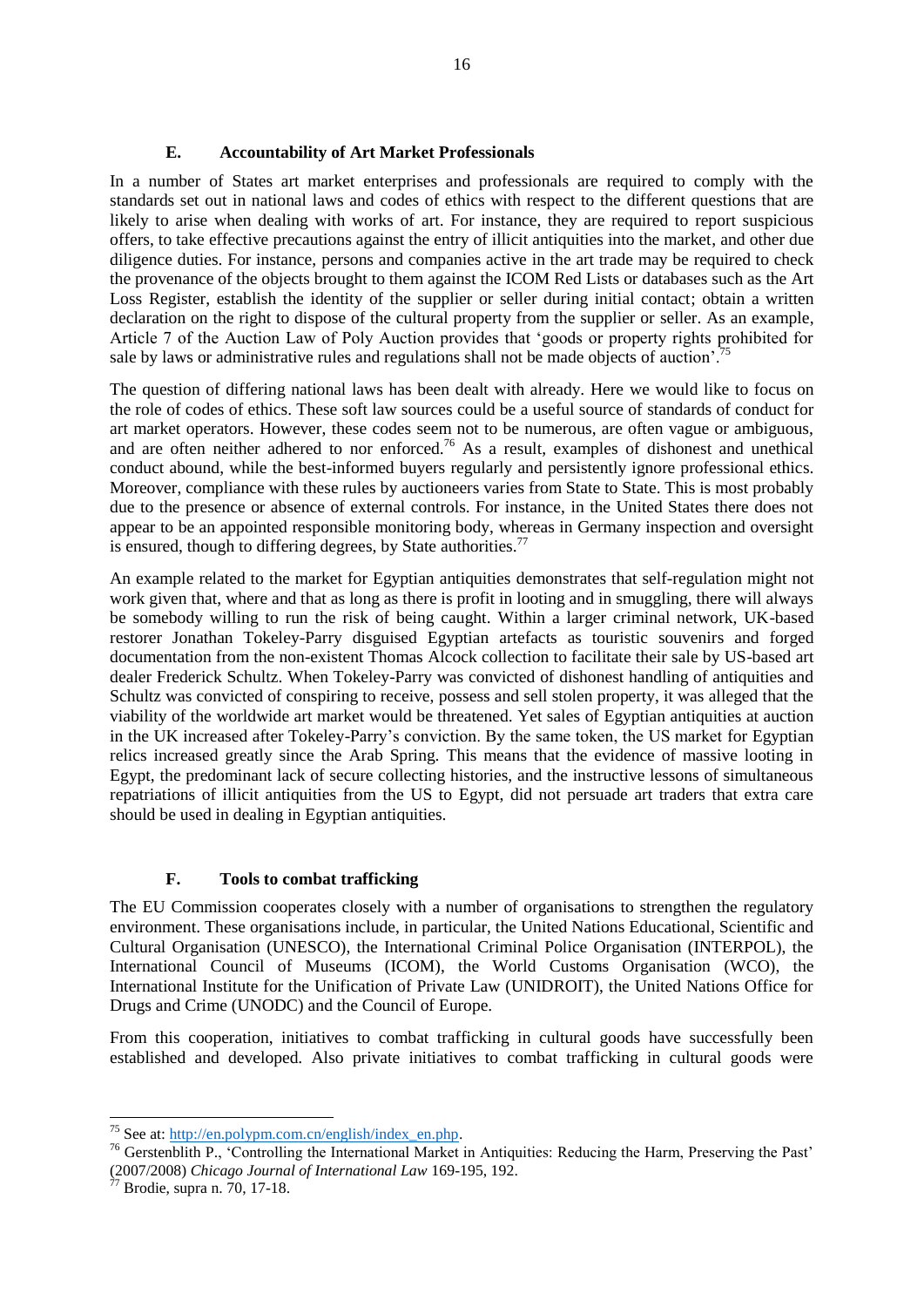### E. Accountability of Art Market Professionals

In a number of States art market enterprises and professionals are required to comply with the standards set out in national laws and codes of ethics with respect to the different questions that are likely to arise when dealing with works of art. For instance, they are required to report suspicious offers, to take effective precautions against the entry of illicit antiquities into the market, and other due diligence duties. For instance, persons and companies active in the art trade may be required to check the provenance of the objects brought to them against the ICOM Red Lists or databases such as the Art Loss Register, establish the identity of the supplier or seller during initial contact; obtain a written declaration on the right to dispose of the cultural property from the supplier or seller. As an example, Article 7 of the Auction Law of Poly Auction provides that 'goods or property rights prohibited for sale by laws or administrative rules and regulations shall not be made objects of auction'.[75]

The question of differing national laws has been dealt with already. Here we would like to focus on the role of codes of ethics. These soft law sources could be a useful source of standards of conduct for art market operators. However, these codes seem not to be numerous, are often vague or ambiguous, and are often neither adhered to nor enforced.[76] As a result, examples of dishonest and unethical conduct abound, while the best-informed buyers regularly and persistently ignore professional ethics. Moreover, compliance with these rules by auctioneers varies from State to State. This is most probably due to the presence or absence of external controls. For instance, in the United States there does not appear to be an appointed responsible monitoring body, whereas in Germany inspection and oversight is ensured, though to differing degrees, by State authorities.[77]

An example related to the market for Egyptian antiquities demonstrates that self-regulation might not work given that, where and that as long as there is profit in looting and in smuggling, there will always be somebody willing to run the risk of being caught. Within a larger criminal network, UK-based restorer Jonathan Tokeley-Parry disguised Egyptian artefacts as touristic souvenirs and forged documentation from the non-existent Thomas Alcock collection to facilitate their sale by US-based art dealer Frederick Schultz. When Tokeley-Parry was convicted of dishonest handling of antiquities and Schultz was convicted of conspiring to receive, possess and sell stolen property, it was alleged that the viability of the worldwide art market would be threatened. Yet sales of Egyptian antiquities at auction in the UK increased after Tokeley-Parry's conviction. By the same token, the US market for Egyptian relics increased greatly since the Arab Spring. This means that the evidence of massive looting in Egypt, the predominant lack of secure collecting histories, and the instructive lessons of simultaneous repatriations of illicit antiquities from the US to Egypt, did not persuade art traders that extra care should be used in dealing in Egyptian antiquities.

### F. Tools to combat trafficking

The EU Commission cooperates closely with a number of organisations to strengthen the regulatory environment. These organisations include, in particular, the United Nations Educational, Scientific and Cultural Organisation (UNESCO), the International Criminal Police Organisation (INTERPOL), the International Council of Museums (ICOM), the World Customs Organisation (WCO), the International Institute for the Unification of Private Law (UNIDROIT), the United Nations Office for Drugs and Crime (UNODC) and the Council of Europe.

From this cooperation, initiatives to combat trafficking in cultural goods have successfully been established and developed. Also private initiatives to combat trafficking in cultural goods were

---

[75] See at: http://en.polypm.com.cn/english/index_en.php.

[76] Gerstenblith P., 'Controlling the International Market in Antiquities: Reducing the Harm, Preserving the Past' (2007/2008) *Chicago Journal of International Law* 169-195, 192.

[77] Brodie, supra n. 70, 17-18.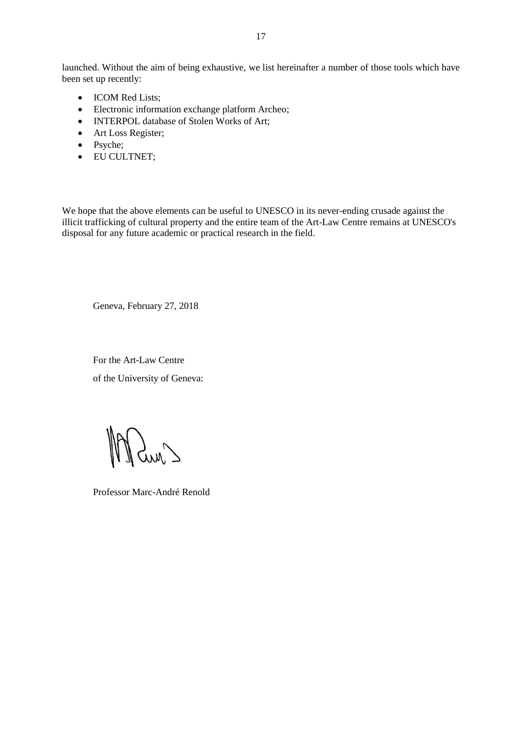launched. Without the aim of being exhaustive, we list hereinafter a number of those tools which have been set up recently:

- ICOM Red Lists;
- Electronic information exchange platform Archeo;
- INTERPOL database of Stolen Works of Art;
- Art Loss Register;
- Psyche;
- EU CULTNET;

We hope that the above elements can be useful to UNESCO in its never-ending crusade against the illicit trafficking of cultural property and the entire team of the Art-Law Centre remains at UNESCO's disposal for any future academic or practical research in the field.

Geneva, February 27, 2018

For the Art-Law Centre

of the University of Geneva:

Professor Marc-André Renold